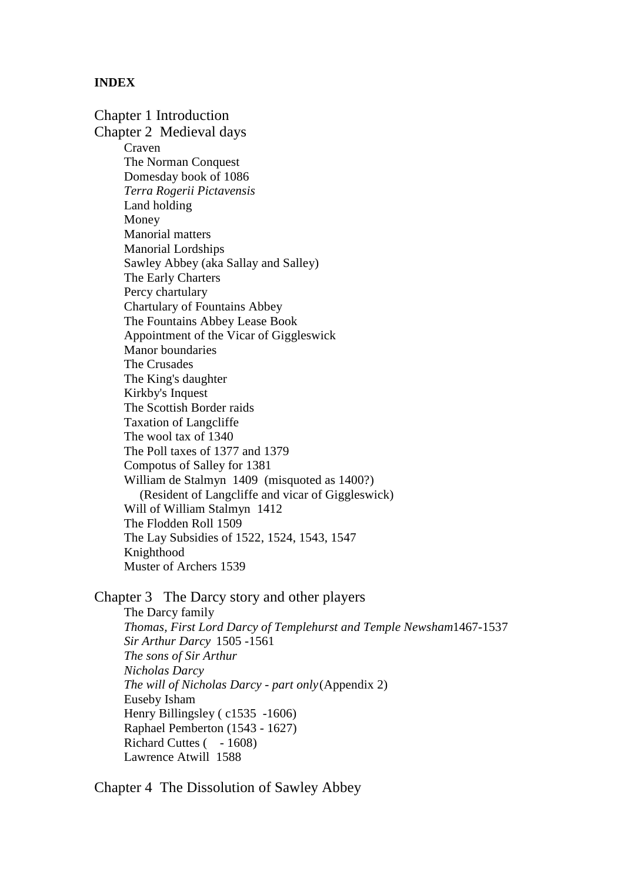**INDEX**

Chapter 1 Introduction

Chapter 2  Medieval days

- Craven
- The Norman Conquest
- Domesday book of 1086
- *Terra Rogerii Pictavensis*
- Land holding
- Money
- Manorial matters
- Manorial Lordships
- Sawley Abbey (aka Sallay and Salley)
- The Early Charters
- Percy chartulary
- Chartulary of Fountains Abbey
- The Fountains Abbey Lease Book
- Appointment of the Vicar of Giggleswick
- Manor boundaries
- The Crusades
- The King's daughter
- Kirkby's Inquest
- The Scottish Border raids
- Taxation of Langcliffe
- The wool tax of 1340
- The Poll taxes of 1377 and 1379
- Compotus of Salley for 1381
- William de Stalmyn  1409  (misquoted as 1400?)  
  (Resident of Langcliffe and vicar of Giggleswick)
- Will of William Stalmyn  1412
- The Flodden Roll 1509
- The Lay Subsidies of 1522, 1524, 1543, 1547
- Knighthood
- Muster of Archers 1539

Chapter 3   The Darcy story and other players

- The Darcy family
- *Thomas, First Lord Darcy of Templehurst and Temple Newsham* 1467-1537
- *Sir Arthur Darcy*  1505 -1561
- *The sons of Sir Arthur*
- *Nicholas Darcy*
- *The will of Nicholas Darcy - part only* (Appendix 2)
- Euseby Isham
- Henry Billingsley ( c1535  -1606)
- Raphael Pemberton (1543 - 1627)
- Richard Cuttes (    - 1608)
- Lawrence Atwill  1588

Chapter 4  The Dissolution of Sawley Abbey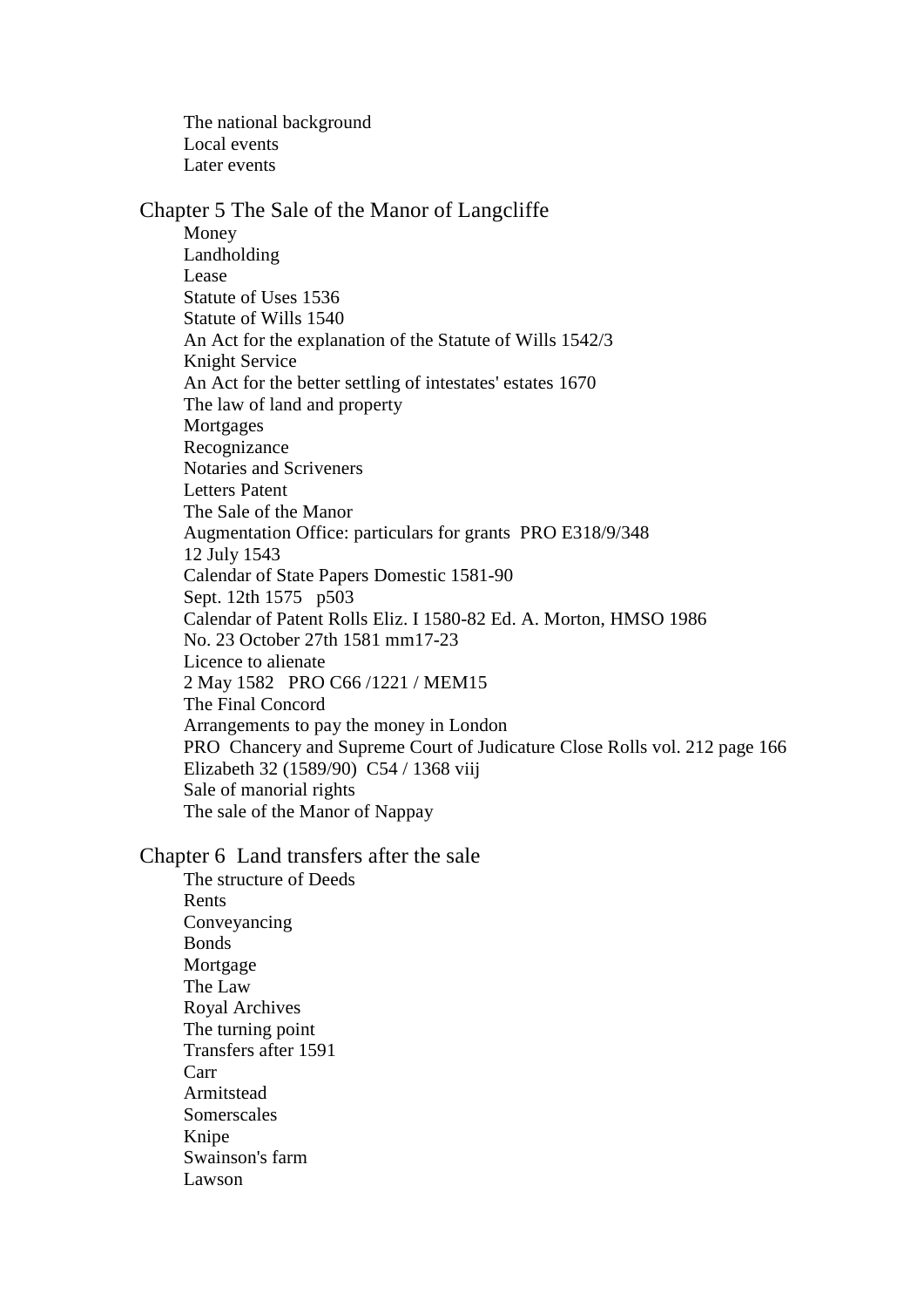The national background
Local events
Later events

## Chapter 5 The Sale of the Manor of Langcliffe

Money
Landholding
Lease
Statute of Uses 1536
Statute of Wills 1540
An Act for the explanation of the Statute of Wills 1542/3
Knight Service
An Act for the better settling of intestates' estates 1670
The law of land and property
Mortgages
Recognizance
Notaries and Scriveners
Letters Patent
The Sale of the Manor
Augmentation Office: particulars for grants PRO E318/9/348
12 July 1543
Calendar of State Papers Domestic 1581-90
Sept. 12th 1575 p503
Calendar of Patent Rolls Eliz. I 1580-82 Ed. A. Morton, HMSO 1986
No. 23 October 27th 1581 mm17-23
Licence to alienate
2 May 1582 PRO C66 /1221 / MEM15
The Final Concord
Arrangements to pay the money in London
PRO Chancery and Supreme Court of Judicature Close Rolls vol. 212 page 166
Elizabeth 32 (1589/90) C54 / 1368 viij
Sale of manorial rights
The sale of the Manor of Nappay

## Chapter 6 Land transfers after the sale

The structure of Deeds
Rents
Conveyancing
Bonds
Mortgage
The Law
Royal Archives
The turning point
Transfers after 1591
Carr
Armitstead
Somerscales
Knipe
Swainson's farm
Lawson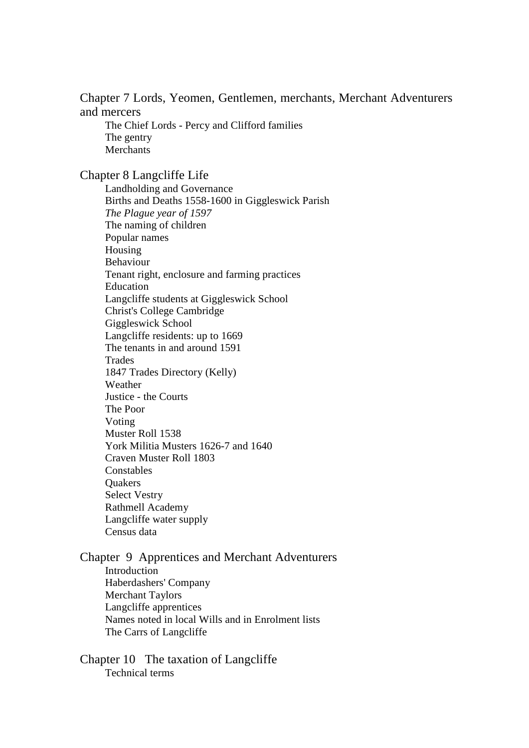Chapter 7 Lords, Yeomen, Gentlemen, merchants, Merchant Adventurers and mercers

- The Chief Lords - Percy and Clifford families
- The gentry
- Merchants

Chapter 8 Langcliffe Life

- Landholding and Governance
- Births and Deaths 1558-1600 in Giggleswick Parish
- *The Plague year of 1597*
- The naming of children
- Popular names
- Housing
- Behaviour
- Tenant right, enclosure and farming practices
- Education
- Langcliffe students at Giggleswick School
- Christ's College Cambridge
- Giggleswick School
- Langcliffe residents: up to 1669
- The tenants in and around 1591
- Trades
- 1847 Trades Directory (Kelly)
- Weather
- Justice - the Courts
- The Poor
- Voting
- Muster Roll 1538
- York Militia Musters 1626-7 and 1640
- Craven Muster Roll 1803
- Constables
- Quakers
- Select Vestry
- Rathmell Academy
- Langcliffe water supply
- Census data

Chapter 9 Apprentices and Merchant Adventurers

- Introduction
- Haberdashers' Company
- Merchant Taylors
- Langcliffe apprentices
- Names noted in local Wills and in Enrolment lists
- The Carrs of Langcliffe

Chapter 10 The taxation of Langcliffe

- Technical terms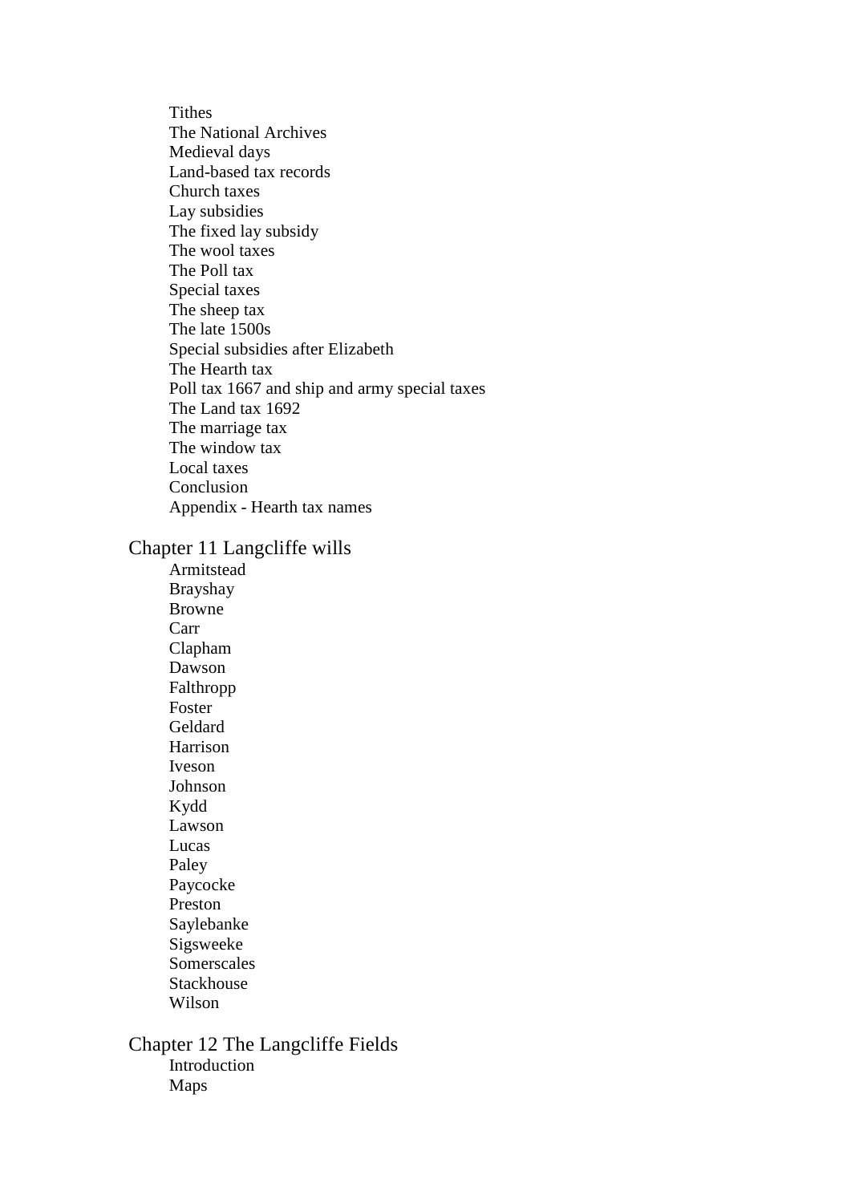- Tithes
- The National Archives
- Medieval days
- Land-based tax records
- Church taxes
- Lay subsidies
- The fixed lay subsidy
- The wool taxes
- The Poll tax
- Special taxes
- The sheep tax
- The late 1500s
- Special subsidies after Elizabeth
- The Hearth tax
- Poll tax 1667 and ship and army special taxes
- The Land tax 1692
- The marriage tax
- The window tax
- Local taxes
- Conclusion
- Appendix - Hearth tax names

## Chapter 11 Langcliffe wills

- Armitstead
- Brayshay
- Browne
- Carr
- Clapham
- Dawson
- Falthropp
- Foster
- Geldard
- Harrison
- Iveson
- Johnson
- Kydd
- Lawson
- Lucas
- Paley
- Paycocke
- Preston
- Saylebanke
- Sigsweeke
- Somerscales
- Stackhouse
- Wilson

## Chapter 12 The Langcliffe Fields

- Introduction
- Maps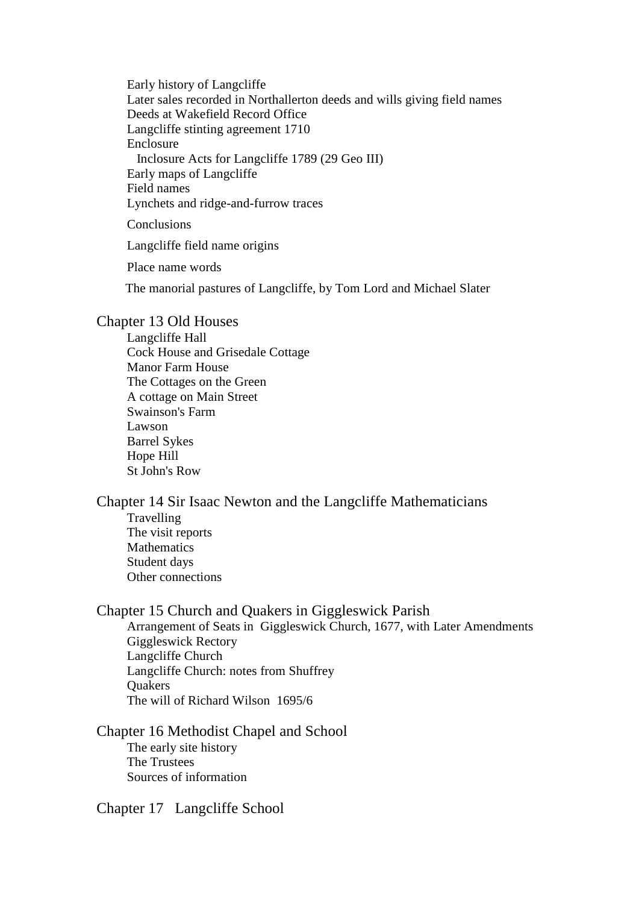- Early history of Langcliffe
- Later sales recorded in Northallerton deeds and wills giving field names
- Deeds at Wakefield Record Office
- Langcliffe stinting agreement 1710
- Enclosure
  - Inclosure Acts for Langcliffe 1789 (29 Geo III)
- Early maps of Langcliffe
- Field names
- Lynchets and ridge-and-furrow traces
- Conclusions
- Langcliffe field name origins
- Place name words
- The manorial pastures of Langcliffe, by Tom Lord and Michael Slater

## Chapter 13 Old Houses

- Langcliffe Hall
- Cock House and Grisedale Cottage
- Manor Farm House
- The Cottages on the Green
- A cottage on Main Street
- Swainson's Farm
- Lawson
- Barrel Sykes
- Hope Hill
- St John's Row

## Chapter 14 Sir Isaac Newton and the Langcliffe Mathematicians

- Travelling
- The visit reports
- Mathematics
- Student days
- Other connections

## Chapter 15 Church and Quakers in Giggleswick Parish

- Arrangement of Seats in Giggleswick Church, 1677, with Later Amendments
- Giggleswick Rectory
- Langcliffe Church
- Langcliffe Church: notes from Shuffrey
- Quakers
- The will of Richard Wilson 1695/6

## Chapter 16 Methodist Chapel and School

- The early site history
- The Trustees
- Sources of information

## Chapter 17 Langcliffe School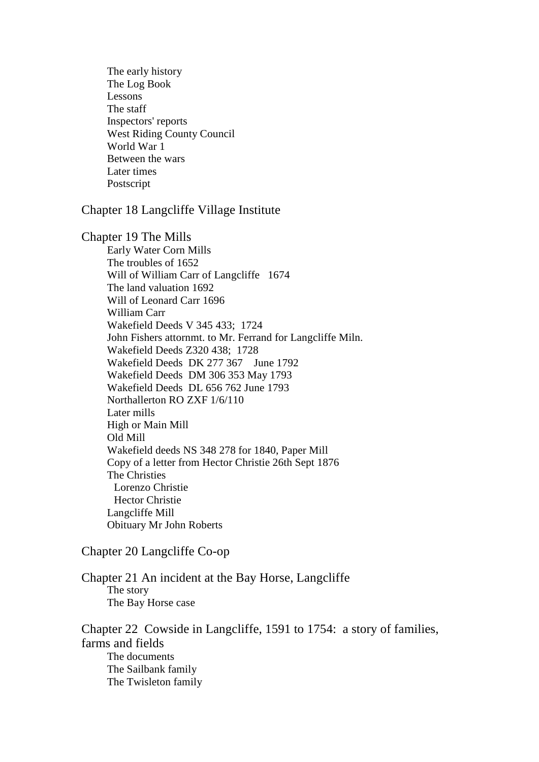- The early history
- The Log Book
- Lessons
- The staff
- Inspectors' reports
- West Riding County Council
- World War 1
- Between the wars
- Later times
- Postscript

## Chapter 18 Langcliffe Village Institute

## Chapter 19 The Mills

- Early Water Corn Mills
- The troubles of 1652
- Will of William Carr of Langcliffe 1674
- The land valuation 1692
- Will of Leonard Carr 1696
- William Carr
- Wakefield Deeds V 345 433; 1724
- John Fishers attornmt. to Mr. Ferrand for Langcliffe Miln.
- Wakefield Deeds Z320 438; 1728
- Wakefield Deeds DK 277 367 June 1792
- Wakefield Deeds DM 306 353 May 1793
- Wakefield Deeds DL 656 762 June 1793
- Northallerton RO ZXF 1/6/110
- Later mills
- High or Main Mill
- Old Mill
- Wakefield deeds NS 348 278 for 1840, Paper Mill
- Copy of a letter from Hector Christie 26th Sept 1876
- The Christies
  - Lorenzo Christie
  - Hector Christie
- Langcliffe Mill
- Obituary Mr John Roberts

## Chapter 20 Langcliffe Co-op

## Chapter 21 An incident at the Bay Horse, Langcliffe

- The story
- The Bay Horse case

## Chapter 22 Cowside in Langcliffe, 1591 to 1754: a story of families, farms and fields

- The documents
- The Sailbank family
- The Twisleton family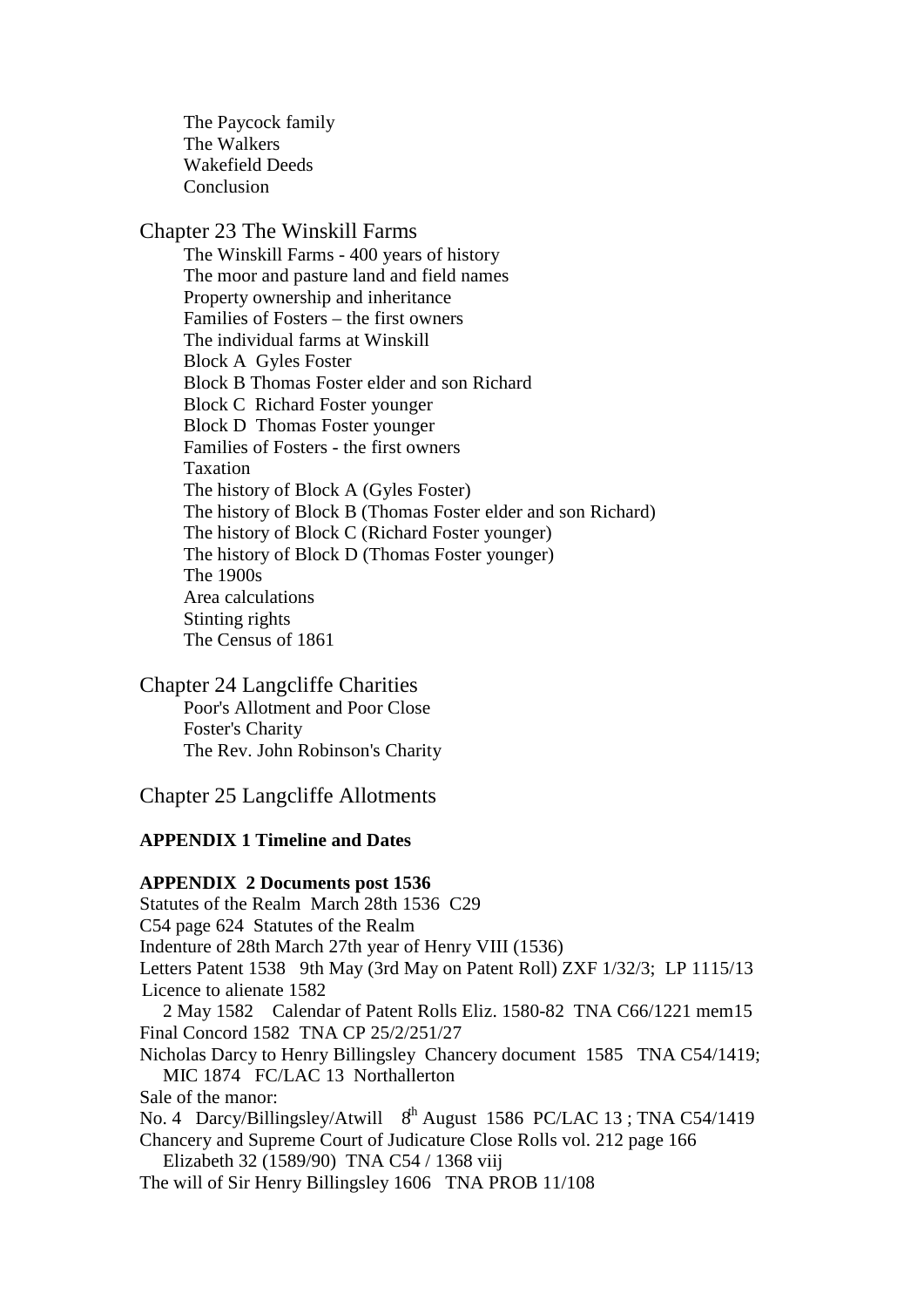The Paycock family
The Walkers
Wakefield Deeds
Conclusion

## Chapter 23 The Winskill Farms

The Winskill Farms - 400 years of history
The moor and pasture land and field names
Property ownership and inheritance
Families of Fosters – the first owners
The individual farms at Winskill
Block A Gyles Foster
Block B Thomas Foster elder and son Richard
Block C Richard Foster younger
Block D Thomas Foster younger
Families of Fosters - the first owners
Taxation
The history of Block A (Gyles Foster)
The history of Block B (Thomas Foster elder and son Richard)
The history of Block C (Richard Foster younger)
The history of Block D (Thomas Foster younger)
The 1900s
Area calculations
Stinting rights
The Census of 1861

## Chapter 24 Langcliffe Charities

Poor's Allotment and Poor Close
Foster's Charity
The Rev. John Robinson's Charity

## Chapter 25 Langcliffe Allotments

**APPENDIX 1 Timeline and Dates**

**APPENDIX 2 Documents post 1536**

Statutes of the Realm March 28th 1536 C29
C54 page 624 Statutes of the Realm
Indenture of 28th March 27th year of Henry VIII (1536)
Letters Patent 1538 9th May (3rd May on Patent Roll) ZXF 1/32/3; LP 1115/13
Licence to alienate 1582
2 May 1582 Calendar of Patent Rolls Eliz. 1580-82 TNA C66/1221 mem15
Final Concord 1582 TNA CP 25/2/251/27
Nicholas Darcy to Henry Billingsley Chancery document 1585 TNA C54/1419;
MIC 1874 FC/LAC 13 Northallerton
Sale of the manor:
No. 4 Darcy/Billingsley/Atwill 8th August 1586 PC/LAC 13 ; TNA C54/1419
Chancery and Supreme Court of Judicature Close Rolls vol. 212 page 166
Elizabeth 32 (1589/90) TNA C54 / 1368 viij
The will of Sir Henry Billingsley 1606 TNA PROB 11/108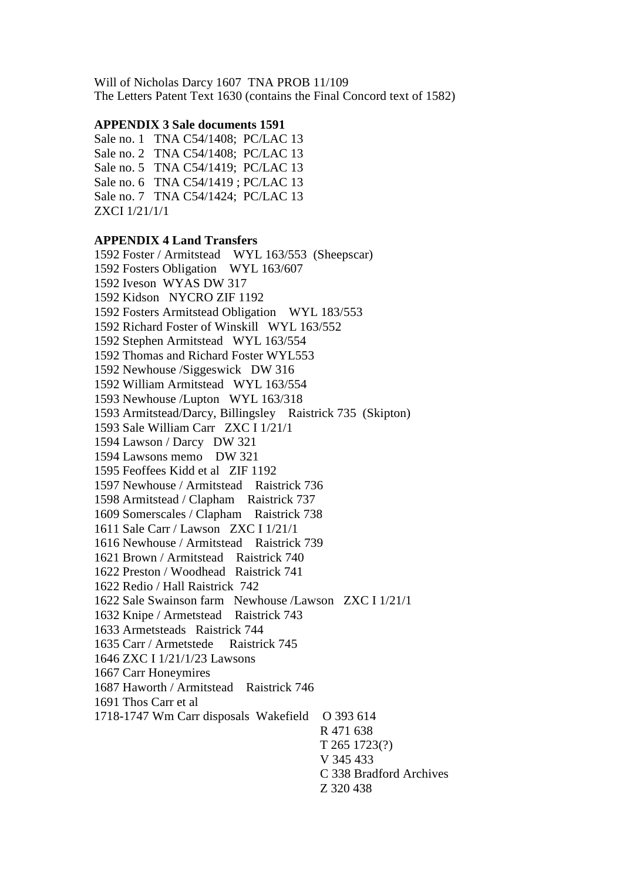Will of Nicholas Darcy 1607 TNA PROB 11/109
The Letters Patent Text 1630 (contains the Final Concord text of 1582)

**APPENDIX 3 Sale documents 1591**

Sale no. 1 TNA C54/1408; PC/LAC 13
Sale no. 2 TNA C54/1408; PC/LAC 13
Sale no. 5 TNA C54/1419; PC/LAC 13
Sale no. 6 TNA C54/1419 ; PC/LAC 13
Sale no. 7 TNA C54/1424; PC/LAC 13
ZXCI 1/21/1/1

**APPENDIX 4 Land Transfers**

1592 Foster / Armitstead WYL 163/553 (Sheepscar)
1592 Fosters Obligation WYL 163/607
1592 Iveson WYAS DW 317
1592 Kidson NYCRO ZIF 1192
1592 Fosters Armitstead Obligation WYL 183/553
1592 Richard Foster of Winskill WYL 163/552
1592 Stephen Armitstead WYL 163/554
1592 Thomas and Richard Foster WYL553
1592 Newhouse /Siggeswick DW 316
1592 William Armitstead WYL 163/554
1593 Newhouse /Lupton WYL 163/318
1593 Armitstead/Darcy, Billingsley Raistrick 735 (Skipton)
1593 Sale William Carr ZXC I 1/21/1
1594 Lawson / Darcy DW 321
1594 Lawsons memo DW 321
1595 Feoffees Kidd et al ZIF 1192
1597 Newhouse / Armitstead Raistrick 736
1598 Armitstead / Clapham Raistrick 737
1609 Somerscales / Clapham Raistrick 738
1611 Sale Carr / Lawson ZXC I 1/21/1
1616 Newhouse / Armitstead Raistrick 739
1621 Brown / Armitstead Raistrick 740
1622 Preston / Woodhead Raistrick 741
1622 Redio / Hall Raistrick 742
1622 Sale Swainson farm Newhouse /Lawson ZXC I 1/21/1
1632 Knipe / Armetstead Raistrick 743
1633 Armetsteads Raistrick 744
1635 Carr / Armetstede Raistrick 745
1646 ZXC I 1/21/1/23 Lawsons
1667 Carr Honeymires
1687 Haworth / Armitstead Raistrick 746
1691 Thos Carr et al
1718-1747 Wm Carr disposals Wakefield O 393 614
R 471 638
T 265 1723(?)
V 345 433
C 338 Bradford Archives
Z 320 438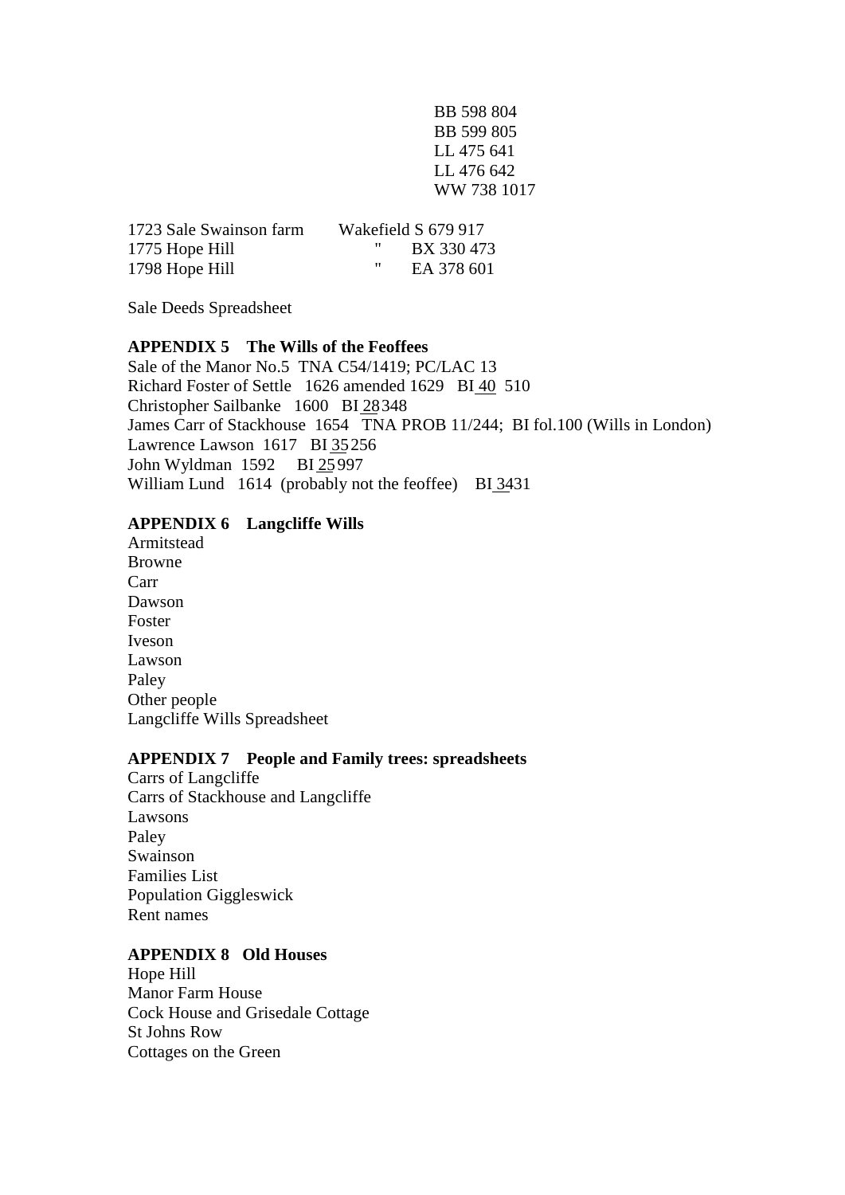BB 598 804
BB 599 805
LL 475 641
LL 476 642
WW 738 1017

| | |
|---|---|
| 1723 Sale Swainson farm | Wakefield S 679 917 |
| 1775 Hope Hill | " BX 330 473 |
| 1798 Hope Hill | " EA 378 601 |

Sale Deeds Spreadsheet

**APPENDIX 5 The Wills of the Feoffees**

Sale of the Manor No.5 TNA C54/1419; PC/LAC 13
Richard Foster of Settle 1626 amended 1629 BI 40 510
Christopher Sailbanke 1600 BI 28 348
James Carr of Stackhouse 1654 TNA PROB 11/244; BI fol.100 (Wills in London)
Lawrence Lawson 1617 BI 35 256
John Wyldman 1592 BI 25 997
William Lund 1614 (probably not the feoffee) BI 34 31

**APPENDIX 6 Langcliffe Wills**

Armitstead
Browne
Carr
Dawson
Foster
Iveson
Lawson
Paley
Other people
Langcliffe Wills Spreadsheet

**APPENDIX 7 People and Family trees: spreadsheets**

Carrs of Langcliffe
Carrs of Stackhouse and Langcliffe
Lawsons
Paley
Swainson
Families List
Population Giggleswick
Rent names

**APPENDIX 8 Old Houses**

Hope Hill
Manor Farm House
Cock House and Grisedale Cottage
St Johns Row
Cottages on the Green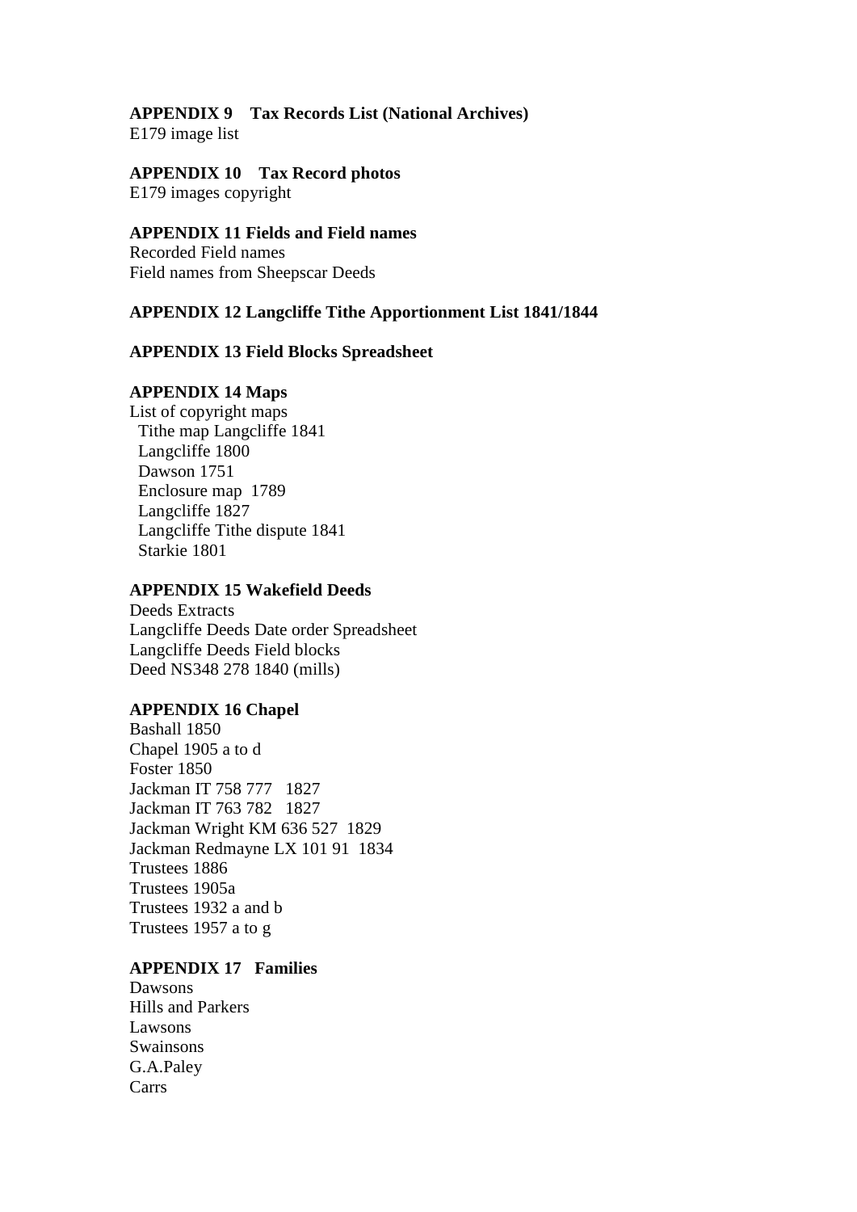**APPENDIX 9 Tax Records List (National Archives)**
E179 image list

**APPENDIX 10 Tax Record photos**
E179 images copyright

**APPENDIX 11 Fields and Field names**
Recorded Field names
Field names from Sheepscar Deeds

**APPENDIX 12 Langcliffe Tithe Apportionment List 1841/1844**

**APPENDIX 13 Field Blocks Spreadsheet**

**APPENDIX 14 Maps**
List of copyright maps
  Tithe map Langcliffe 1841
  Langcliffe 1800
  Dawson 1751
  Enclosure map 1789
  Langcliffe 1827
  Langcliffe Tithe dispute 1841
  Starkie 1801

**APPENDIX 15 Wakefield Deeds**
Deeds Extracts
Langcliffe Deeds Date order Spreadsheet
Langcliffe Deeds Field blocks
Deed NS348 278 1840 (mills)

**APPENDIX 16 Chapel**
Bashall 1850
Chapel 1905 a to d
Foster 1850
Jackman IT 758 777 1827
Jackman IT 763 782 1827
Jackman Wright KM 636 527 1829
Jackman Redmayne LX 101 91 1834
Trustees 1886
Trustees 1905a
Trustees 1932 a and b
Trustees 1957 a to g

**APPENDIX 17 Families**
Dawsons
Hills and Parkers
Lawsons
Swainsons
G.A.Paley
Carrs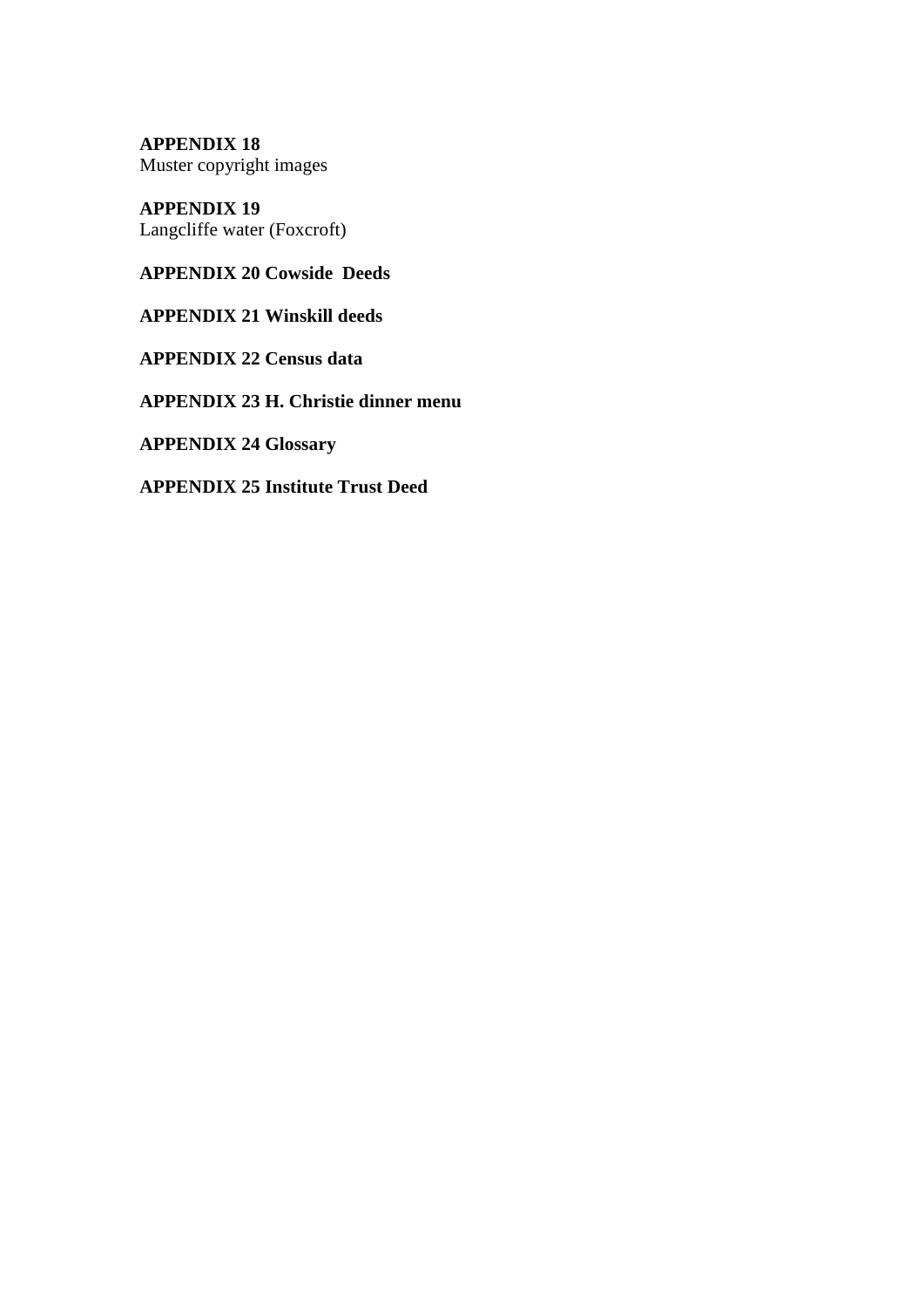**APPENDIX 18**
Muster copyright images

**APPENDIX 19**
Langcliffe water (Foxcroft)

**APPENDIX 20 Cowside Deeds**

**APPENDIX 21 Winskill deeds**

**APPENDIX 22 Census data**

**APPENDIX 23 H. Christie dinner menu**

**APPENDIX 24 Glossary**

**APPENDIX 25 Institute Trust Deed**